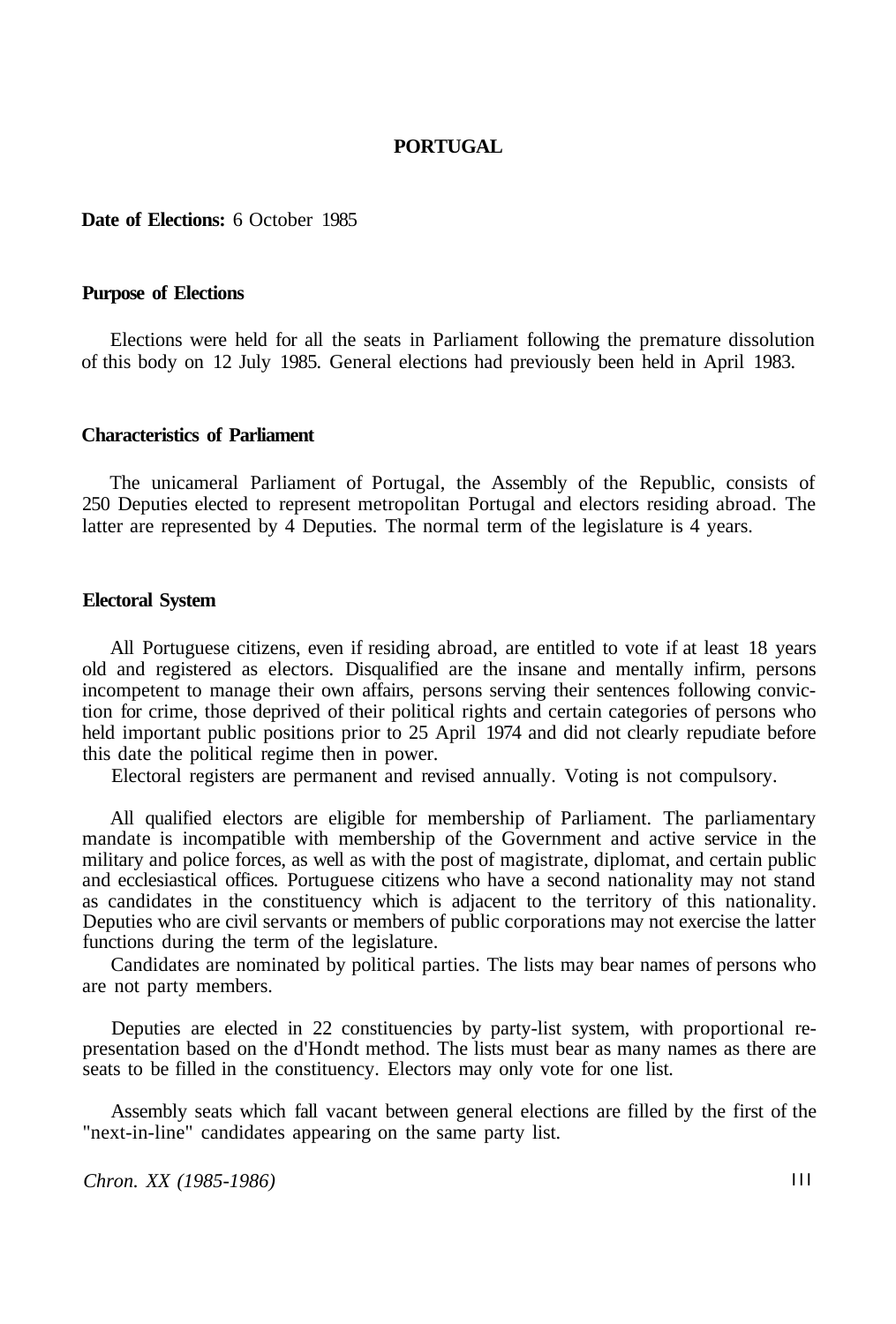# PORTUGAL

**Date of Elections:** 6 October 1985

## Purpose of Elections

Elections were held for all the seats in Parliament following the premature dissolution of this body on 12 July 1985. General elections had previously been held in April 1983.

## Characteristics of Parliament

The unicameral Parliament of Portugal, the Assembly of the Republic, consists of 250 Deputies elected to represent metropolitan Portugal and electors residing abroad. The latter are represented by 4 Deputies. The normal term of the legislature is 4 years.

## Electoral System

All Portuguese citizens, even if residing abroad, are entitled to vote if at least 18 years old and registered as electors. Disqualified are the insane and mentally infirm, persons incompetent to manage their own affairs, persons serving their sentences following conviction for crime, those deprived of their political rights and certain categories of persons who held important public positions prior to 25 April 1974 and did not clearly repudiate before this date the political regime then in power.

Electoral registers are permanent and revised annually. Voting is not compulsory.

All qualified electors are eligible for membership of Parliament. The parliamentary mandate is incompatible with membership of the Government and active service in the military and police forces, as well as with the post of magistrate, diplomat, and certain public and ecclesiastical offices. Portuguese citizens who have a second nationality may not stand as candidates in the constituency which is adjacent to the territory of this nationality. Deputies who are civil servants or members of public corporations may not exercise the latter functions during the term of the legislature.

Candidates are nominated by political parties. The lists may bear names of persons who are not party members.

Deputies are elected in 22 constituencies by party-list system, with proportional representation based on the d'Hondt method. The lists must bear as many names as there are seats to be filled in the constituency. Electors may only vote for one list.

Assembly seats which fall vacant between general elections are filled by the first of the "next-in-line" candidates appearing on the same party list.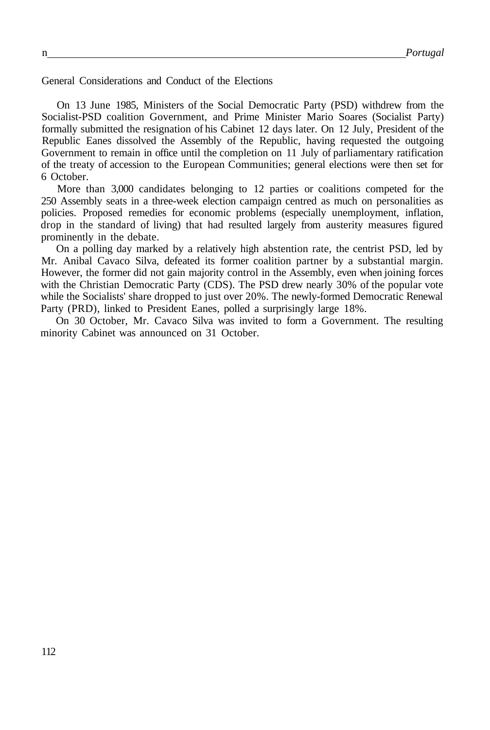## General Considerations and Conduct of the Elections

On 13 June 1985, Ministers of the Social Democratic Party (PSD) withdrew from the Socialist-PSD coalition Government, and Prime Minister Mario Soares (Socialist Party) formally submitted the resignation of his Cabinet 12 days later. On 12 July, President of the Republic Eanes dissolved the Assembly of the Republic, having requested the outgoing Government to remain in office until the completion on 11 July of parliamentary ratification of the treaty of accession to the European Communities; general elections were then set for 6 October.

More than 3,000 candidates belonging to 12 parties or coalitions competed for the 250 Assembly seats in a three-week election campaign centred as much on personalities as policies. Proposed remedies for economic problems (especially unemployment, inflation, drop in the standard of living) that had resulted largely from austerity measures figured prominently in the debate.

On a polling day marked by a relatively high abstention rate, the centrist PSD, led by Mr. Anibal Cavaco Silva, defeated its former coalition partner by a substantial margin. However, the former did not gain majority control in the Assembly, even when joining forces with the Christian Democratic Party (CDS). The PSD drew nearly 30% of the popular vote while the Socialists' share dropped to just over 20%. The newly-formed Democratic Renewal Party (PRD), linked to President Eanes, polled a surprisingly large 18%.

On 30 October, Mr. Cavaco Silva was invited to form a Government. The resulting minority Cabinet was announced on 31 October.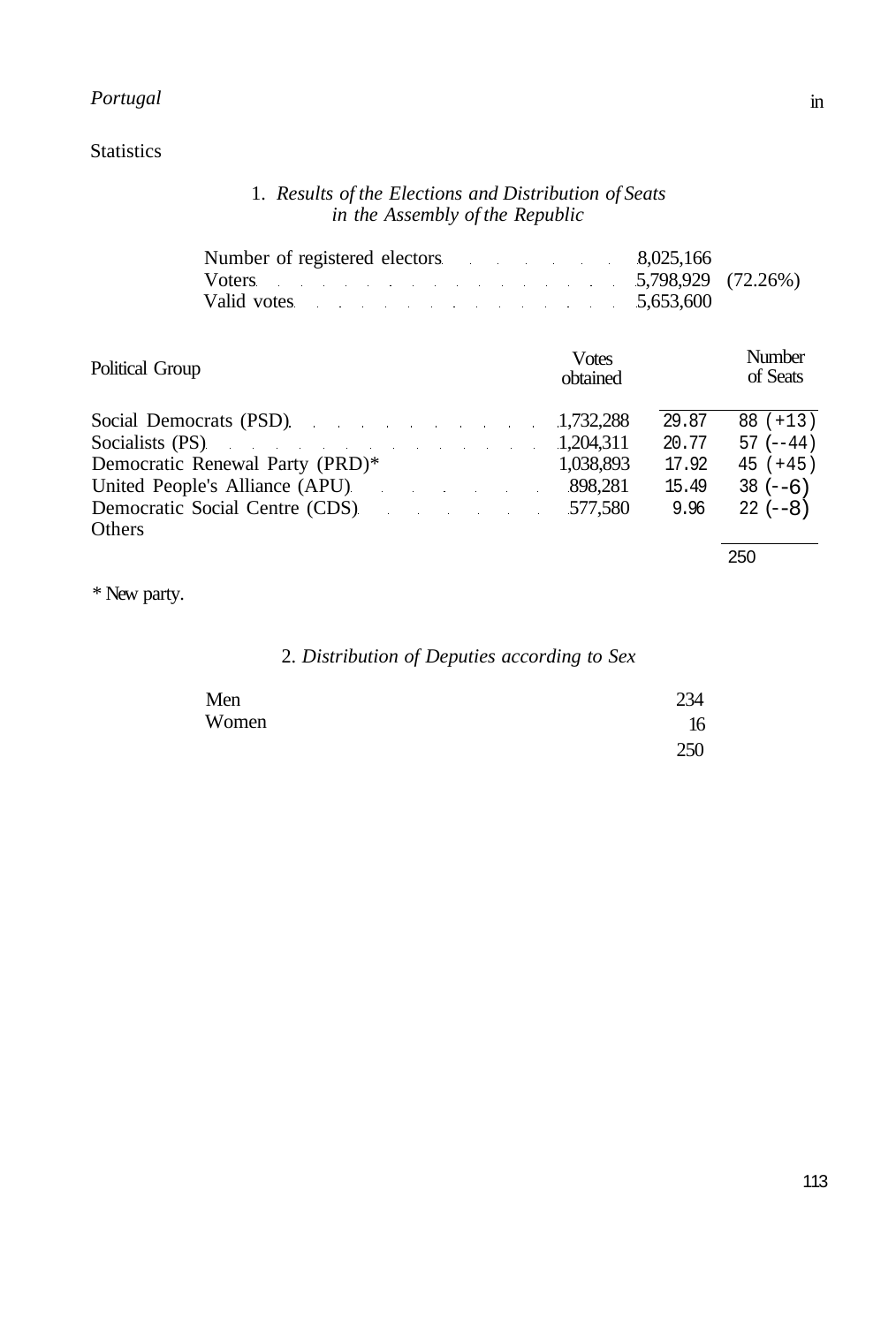*Portugal*

in

Statistics

### 1. *Results of the Elections and Distribution of Seats in the Assembly of the Republic*

| | | |
|---|---|---|
| Number of registered electors | 8,025,166 | |
| Voters | 5,798,929 | (72.26%) |
| Valid votes | 5,653,600 | |

| Political Group | Votes obtained | | Number of Seats |
|---|---|---|---|
| Social Democrats (PSD) | 1,732,288 | 29.87 | 88 (+13) |
| Socialists (PS) | 1,204,311 | 20.77 | 57 (--44) |
| Democratic Renewal Party (PRD)* | 1,038,893 | 17.92 | 45 (+45) |
| United People's Alliance (APU) | 898,281 | 15.49 | 38 (--6) |
| Democratic Social Centre (CDS) | 577,580 | 9.96 | 22 (--8) |
| Others | | | |
| | | | 250 |

\* New party.

### 2. *Distribution of Deputies according to Sex*

| | |
|---|---|
| Men | 234 |
| Women | 16 |
| | 250 |